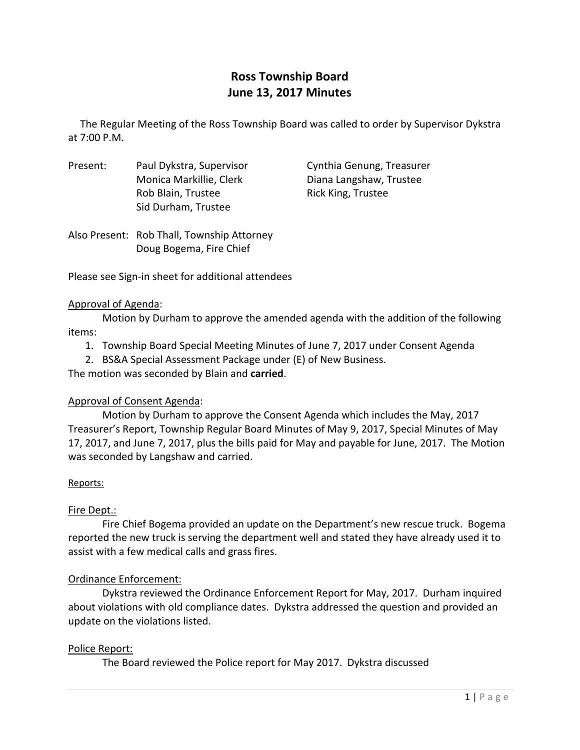# Ross Township Board
## June 13, 2017 Minutes

The Regular Meeting of the Ross Township Board was called to order by Supervisor Dykstra at 7:00 P.M.

| Present: | | |
|---|---|---|
| | Paul Dykstra, Supervisor | Cynthia Genung, Treasurer |
| | Monica Markillie, Clerk | Diana Langshaw, Trustee |
| | Rob Blain, Trustee | Rick King, Trustee |
| | Sid Durham, Trustee | |

Also Present: Rob Thall, Township Attorney
Doug Bogema, Fire Chief

Please see Sign-in sheet for additional attendees

<u>Approval of Agenda</u>:

Motion by Durham to approve the amended agenda with the addition of the following items:

1. Township Board Special Meeting Minutes of June 7, 2017 under Consent Agenda
2. BS&A Special Assessment Package under (E) of New Business.

The motion was seconded by Blain and **carried**.

<u>Approval of Consent Agenda</u>:

Motion by Durham to approve the Consent Agenda which includes the May, 2017 Treasurer's Report, Township Regular Board Minutes of May 9, 2017, Special Minutes of May 17, 2017, and June 7, 2017, plus the bills paid for May and payable for June, 2017. The Motion was seconded by Langshaw and carried.

<u>Reports:</u>

<u>Fire Dept.:</u>

Fire Chief Bogema provided an update on the Department's new rescue truck. Bogema reported the new truck is serving the department well and stated they have already used it to assist with a few medical calls and grass fires.

<u>Ordinance Enforcement:</u>

Dykstra reviewed the Ordinance Enforcement Report for May, 2017. Durham inquired about violations with old compliance dates. Dykstra addressed the question and provided an update on the violations listed.

<u>Police Report:</u>

The Board reviewed the Police report for May 2017. Dykstra discussed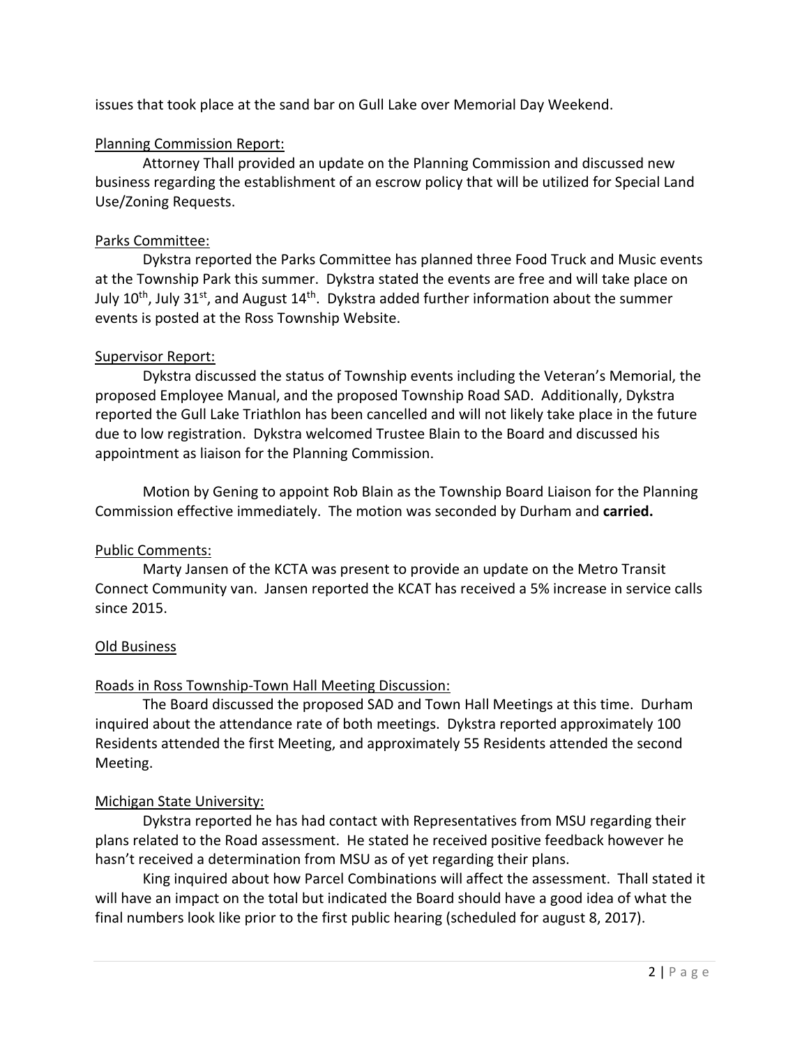issues that took place at the sand bar on Gull Lake over Memorial Day Weekend.

Planning Commission Report:

Attorney Thall provided an update on the Planning Commission and discussed new business regarding the establishment of an escrow policy that will be utilized for Special Land Use/Zoning Requests.

Parks Committee:

Dykstra reported the Parks Committee has planned three Food Truck and Music events at the Township Park this summer. Dykstra stated the events are free and will take place on July 10th, July 31st, and August 14th. Dykstra added further information about the summer events is posted at the Ross Township Website.

Supervisor Report:

Dykstra discussed the status of Township events including the Veteran's Memorial, the proposed Employee Manual, and the proposed Township Road SAD. Additionally, Dykstra reported the Gull Lake Triathlon has been cancelled and will not likely take place in the future due to low registration. Dykstra welcomed Trustee Blain to the Board and discussed his appointment as liaison for the Planning Commission.

Motion by Gening to appoint Rob Blain as the Township Board Liaison for the Planning Commission effective immediately. The motion was seconded by Durham and **carried.**

Public Comments:

Marty Jansen of the KCTA was present to provide an update on the Metro Transit Connect Community van. Jansen reported the KCAT has received a 5% increase in service calls since 2015.

Old Business

Roads in Ross Township-Town Hall Meeting Discussion:

The Board discussed the proposed SAD and Town Hall Meetings at this time. Durham inquired about the attendance rate of both meetings. Dykstra reported approximately 100 Residents attended the first Meeting, and approximately 55 Residents attended the second Meeting.

Michigan State University:

Dykstra reported he has had contact with Representatives from MSU regarding their plans related to the Road assessment. He stated he received positive feedback however he hasn't received a determination from MSU as of yet regarding their plans.

King inquired about how Parcel Combinations will affect the assessment. Thall stated it will have an impact on the total but indicated the Board should have a good idea of what the final numbers look like prior to the first public hearing (scheduled for august 8, 2017).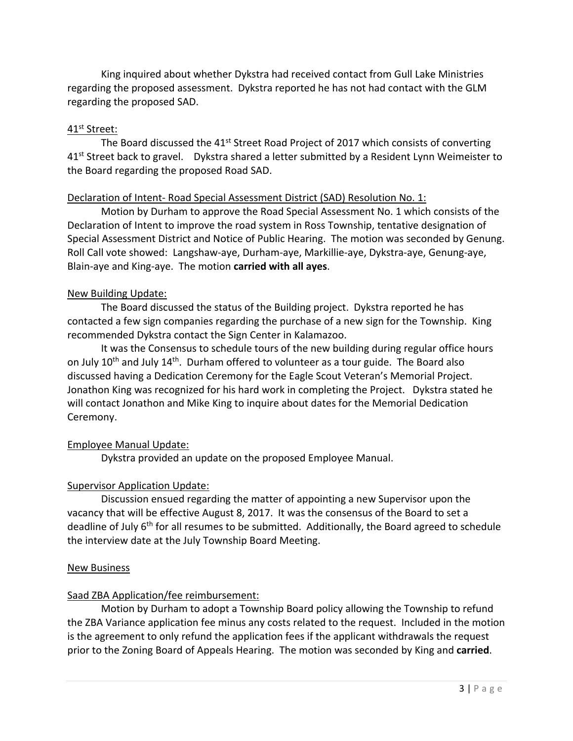King inquired about whether Dykstra had received contact from Gull Lake Ministries regarding the proposed assessment. Dykstra reported he has not had contact with the GLM regarding the proposed SAD.

41st Street:

The Board discussed the 41st Street Road Project of 2017 which consists of converting 41st Street back to gravel. Dykstra shared a letter submitted by a Resident Lynn Weimeister to the Board regarding the proposed Road SAD.

Declaration of Intent- Road Special Assessment District (SAD) Resolution No. 1:

Motion by Durham to approve the Road Special Assessment No. 1 which consists of the Declaration of Intent to improve the road system in Ross Township, tentative designation of Special Assessment District and Notice of Public Hearing. The motion was seconded by Genung. Roll Call vote showed: Langshaw-aye, Durham-aye, Markillie-aye, Dykstra-aye, Genung-aye, Blain-aye and King-aye. The motion **carried with all ayes**.

New Building Update:

The Board discussed the status of the Building project. Dykstra reported he has contacted a few sign companies regarding the purchase of a new sign for the Township. King recommended Dykstra contact the Sign Center in Kalamazoo.

It was the Consensus to schedule tours of the new building during regular office hours on July 10th and July 14th. Durham offered to volunteer as a tour guide. The Board also discussed having a Dedication Ceremony for the Eagle Scout Veteran's Memorial Project. Jonathon King was recognized for his hard work in completing the Project. Dykstra stated he will contact Jonathon and Mike King to inquire about dates for the Memorial Dedication Ceremony.

Employee Manual Update:

Dykstra provided an update on the proposed Employee Manual.

Supervisor Application Update:

Discussion ensued regarding the matter of appointing a new Supervisor upon the vacancy that will be effective August 8, 2017. It was the consensus of the Board to set a deadline of July 6th for all resumes to be submitted. Additionally, the Board agreed to schedule the interview date at the July Township Board Meeting.

New Business

Saad ZBA Application/fee reimbursement:

Motion by Durham to adopt a Township Board policy allowing the Township to refund the ZBA Variance application fee minus any costs related to the request. Included in the motion is the agreement to only refund the application fees if the applicant withdrawals the request prior to the Zoning Board of Appeals Hearing. The motion was seconded by King and **carried**.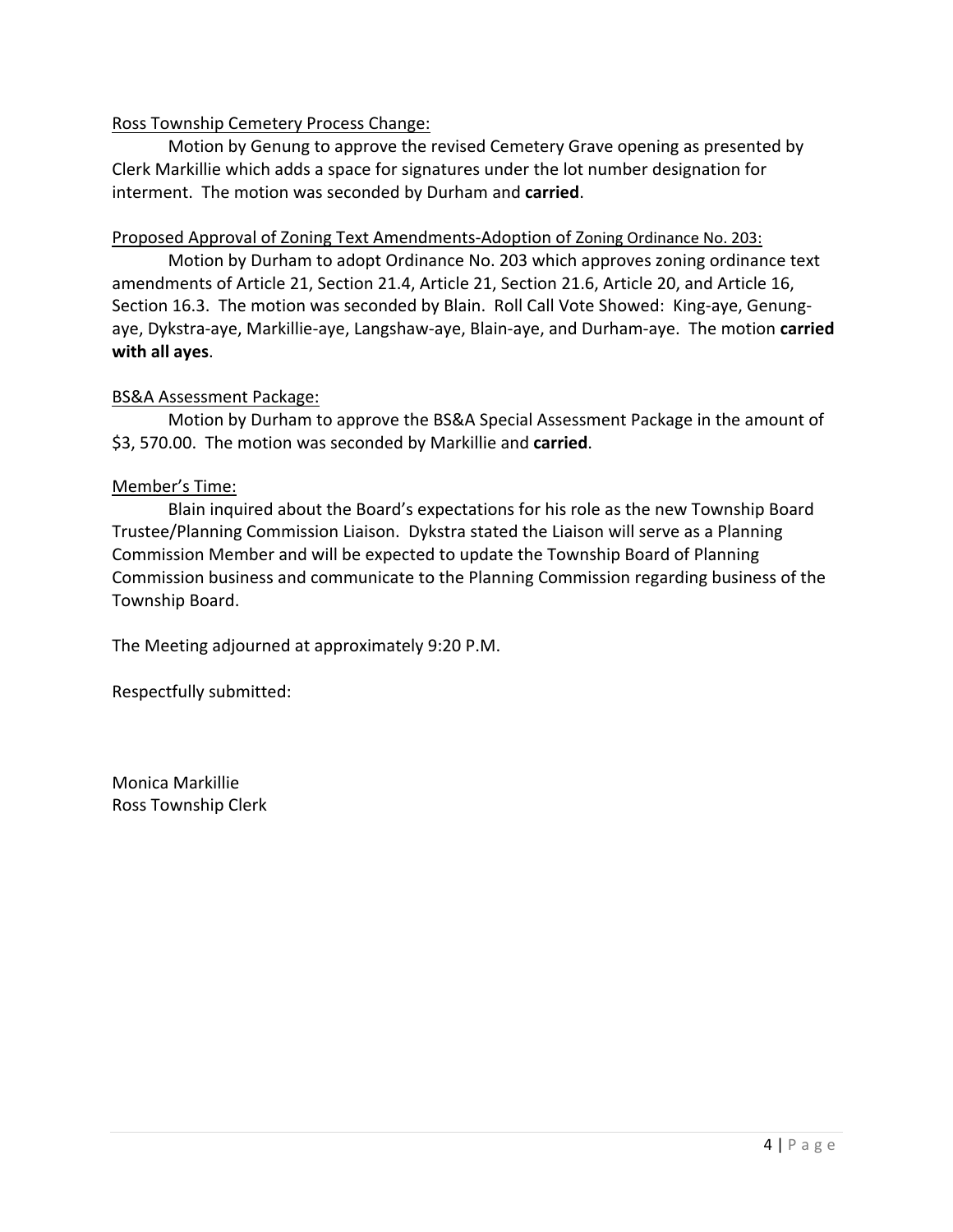Ross Township Cemetery Process Change:

Motion by Genung to approve the revised Cemetery Grave opening as presented by Clerk Markillie which adds a space for signatures under the lot number designation for interment. The motion was seconded by Durham and **carried**.

Proposed Approval of Zoning Text Amendments-Adoption of Zoning Ordinance No. 203:

Motion by Durham to adopt Ordinance No. 203 which approves zoning ordinance text amendments of Article 21, Section 21.4, Article 21, Section 21.6, Article 20, and Article 16, Section 16.3. The motion was seconded by Blain. Roll Call Vote Showed: King-aye, Genung-aye, Dykstra-aye, Markillie-aye, Langshaw-aye, Blain-aye, and Durham-aye. The motion **carried with all ayes**.

BS&A Assessment Package:

Motion by Durham to approve the BS&A Special Assessment Package in the amount of $3, 570.00. The motion was seconded by Markillie and **carried**.

Member's Time:

Blain inquired about the Board's expectations for his role as the new Township Board Trustee/Planning Commission Liaison. Dykstra stated the Liaison will serve as a Planning Commission Member and will be expected to update the Township Board of Planning Commission business and communicate to the Planning Commission regarding business of the Township Board.

The Meeting adjourned at approximately 9:20 P.M.

Respectfully submitted:

Monica Markillie
Ross Township Clerk